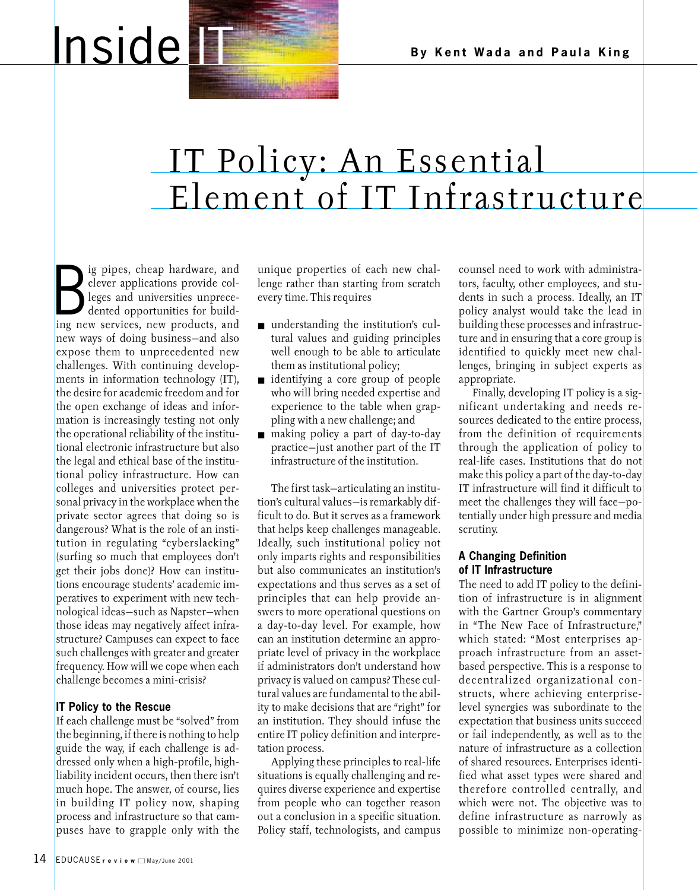Inside IT

By Kent Wada and Paula King

# IT Policy: An Essential Element of IT Infrastructure

Big pipes, cheap hardware, and clever applications provide colleges and universities unprecedented opportunities for building new services, new products, and new ways of doing business—and also expose them to unprecedented new challenges. With continuing developments in information technology (IT), the desire for academic freedom and for the open exchange of ideas and information is increasingly testing not only the operational reliability of the institutional electronic infrastructure but also the legal and ethical base of the institutional policy infrastructure. How can colleges and universities protect personal privacy in the workplace when the private sector agrees that doing so is dangerous? What is the role of an institution in regulating "cyberslacking" (surfing so much that employees don't get their jobs done)? How can institutions encourage students' academic imperatives to experiment with new technological ideas—such as Napster—when those ideas may negatively affect infrastructure? Campuses can expect to face such challenges with greater and greater frequency. How will we cope when each challenge becomes a mini-crisis?

## IT Policy to the Rescue

If each challenge must be "solved" from the beginning, if there is nothing to help guide the way, if each challenge is addressed only when a high-profile, high-liability incident occurs, then there isn't much hope. The answer, of course, lies in building IT policy now, shaping process and infrastructure so that campuses have to grapple only with the unique properties of each new challenge rather than starting from scratch every time. This requires

- understanding the institution's cultural values and guiding principles well enough to be able to articulate them as institutional policy;
- identifying a core group of people who will bring needed expertise and experience to the table when grappling with a new challenge; and
- making policy a part of day-to-day practice—just another part of the IT infrastructure of the institution.

The first task—articulating an institution's cultural values—is remarkably difficult to do. But it serves as a framework that helps keep challenges manageable. Ideally, such institutional policy not only imparts rights and responsibilities but also communicates an institution's expectations and thus serves as a set of principles that can help provide answers to more operational questions on a day-to-day level. For example, how can an institution determine an appropriate level of privacy in the workplace if administrators don't understand how privacy is valued on campus? These cultural values are fundamental to the ability to make decisions that are "right" for an institution. They should infuse the entire IT policy definition and interpretation process.

Applying these principles to real-life situations is equally challenging and requires diverse experience and expertise from people who can together reason out a conclusion in a specific situation. Policy staff, technologists, and campus counsel need to work with administrators, faculty, other employees, and students in such a process. Ideally, an IT policy analyst would take the lead in building these processes and infrastructure and in ensuring that a core group is identified to quickly meet new challenges, bringing in subject experts as appropriate.

Finally, developing IT policy is a significant undertaking and needs resources dedicated to the entire process, from the definition of requirements through the application of policy to real-life cases. Institutions that do not make this policy a part of the day-to-day IT infrastructure will find it difficult to meet the challenges they will face—potentially under high pressure and media scrutiny.

## A Changing Definition of IT Infrastructure

The need to add IT policy to the definition of infrastructure is in alignment with the Gartner Group's commentary in "The New Face of Infrastructure," which stated: "Most enterprises approach infrastructure from an asset-based perspective. This is a response to decentralized organizational constructs, where achieving enterprise-level synergies was subordinate to the expectation that business units succeed or fail independently, as well as to the nature of infrastructure as a collection of shared resources. Enterprises identified what asset types were shared and therefore controlled centrally, and which were not. The objective was to define infrastructure as narrowly as possible to minimize non-operating-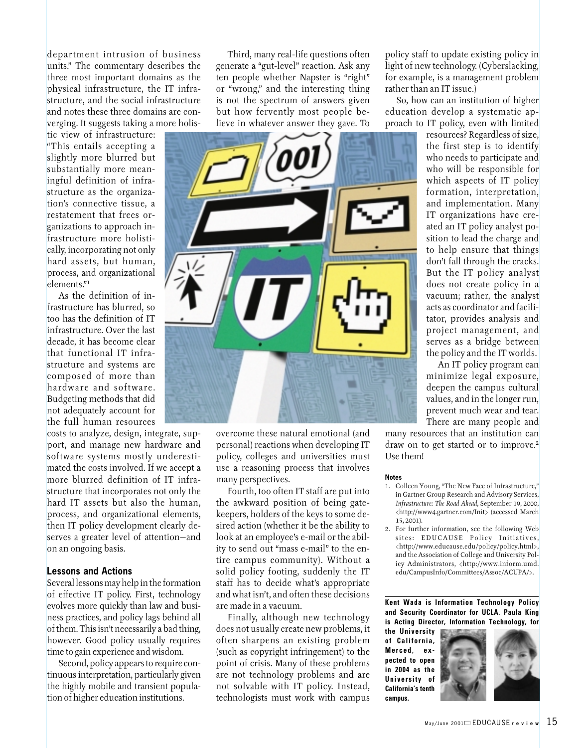department intrusion of business units." The commentary describes the three most important domains as the physical infrastructure, the IT infrastructure, and the social infrastructure and notes these three domains are converging. It suggests taking a more holistic view of infrastructure: "This entails accepting a slightly more blurred but substantially more meaningful definition of infrastructure as the organization's connective tissue, a restatement that frees organizations to approach infrastructure more holistically, incorporating not only hard assets, but human, process, and organizational elements."[1]

As the definition of infrastructure has blurred, so too has the definition of IT infrastructure. Over the last decade, it has become clear that functional IT infrastructure and systems are composed of more than hardware and software. Budgeting methods that did not adequately account for the full human resources costs to analyze, design, integrate, support, and manage new hardware and software systems mostly underestimated the costs involved. If we accept a more blurred definition of IT infrastructure that incorporates not only the hard IT assets but also the human, process, and organizational elements, then IT policy development clearly deserves a greater level of attention—and on an ongoing basis.

## Lessons and Actions

Several lessons may help in the formation of effective IT policy. First, technology evolves more quickly than law and business practices, and policy lags behind all of them. This isn't necessarily a bad thing, however. Good policy usually requires time to gain experience and wisdom.

Second, policy appears to require continuous interpretation, particularly given the highly mobile and transient population of higher education institutions.

Third, many real-life questions often generate a "gut-level" reaction. Ask any ten people whether Napster is "right" or "wrong," and the interesting thing is not the spectrum of answers given but how fervently most people believe in whatever answer they gave. To overcome these natural emotional (and personal) reactions when developing IT policy, colleges and universities must use a reasoning process that involves many perspectives.

Fourth, too often IT staff are put into the awkward position of being gatekeepers, holders of the keys to some desired action (whether it be the ability to look at an employee's e-mail or the ability to send out "mass e-mail" to the entire campus community). Without a solid policy footing, suddenly the IT staff has to decide what's appropriate and what isn't, and often these decisions are made in a vacuum.

Finally, although new technology does not usually create new problems, it often sharpens an existing problem (such as copyright infringement) to the point of crisis. Many of these problems are not technology problems and are not solvable with IT policy. Instead, technologists must work with campus policy staff to update existing policy in light of new technology. (Cyberslacking, for example, is a management problem rather than an IT issue.)

So, how can an institution of higher education develop a systematic approach to IT policy, even with limited resources? Regardless of size, the first step is to identify who needs to participate and who will be responsible for which aspects of IT policy formation, interpretation, and implementation. Many IT organizations have created an IT policy analyst position to lead the charge and to help ensure that things don't fall through the cracks. But the IT policy analyst does not create policy in a vacuum; rather, the analyst acts as coordinator and facilitator, provides analysis and project management, and serves as a bridge between the policy and the IT worlds.

An IT policy program can minimize legal exposure, deepen the campus cultural values, and in the longer run, prevent much wear and tear. There are many people and many resources that an institution can draw on to get started or to improve.[2] Use them!

### Notes

1. Colleen Young, "The New Face of Infrastructure," in Gartner Group Research and Advisory Services, *Infrastructure: The Road Ahead,* September 19, 2000, <http://www4.gartner.com/Init> (accessed March 15, 2001).
2. For further information, see the following Web sites: EDUCAUSE Policy Initiatives, <http://www.educause.edu/policy/policy.html>, and the Association of College and University Policy Administrators, <http://www.inform.umd.edu/CampusInfo/Committees/Assoc/ACUPA/>.

**Kent Wada is Information Technology Policy and Security Coordinator for UCLA. Paula King is Acting Director, Information Technology, for the University of California, Merced, expected to open in 2004 as the University of California's tenth campus.**